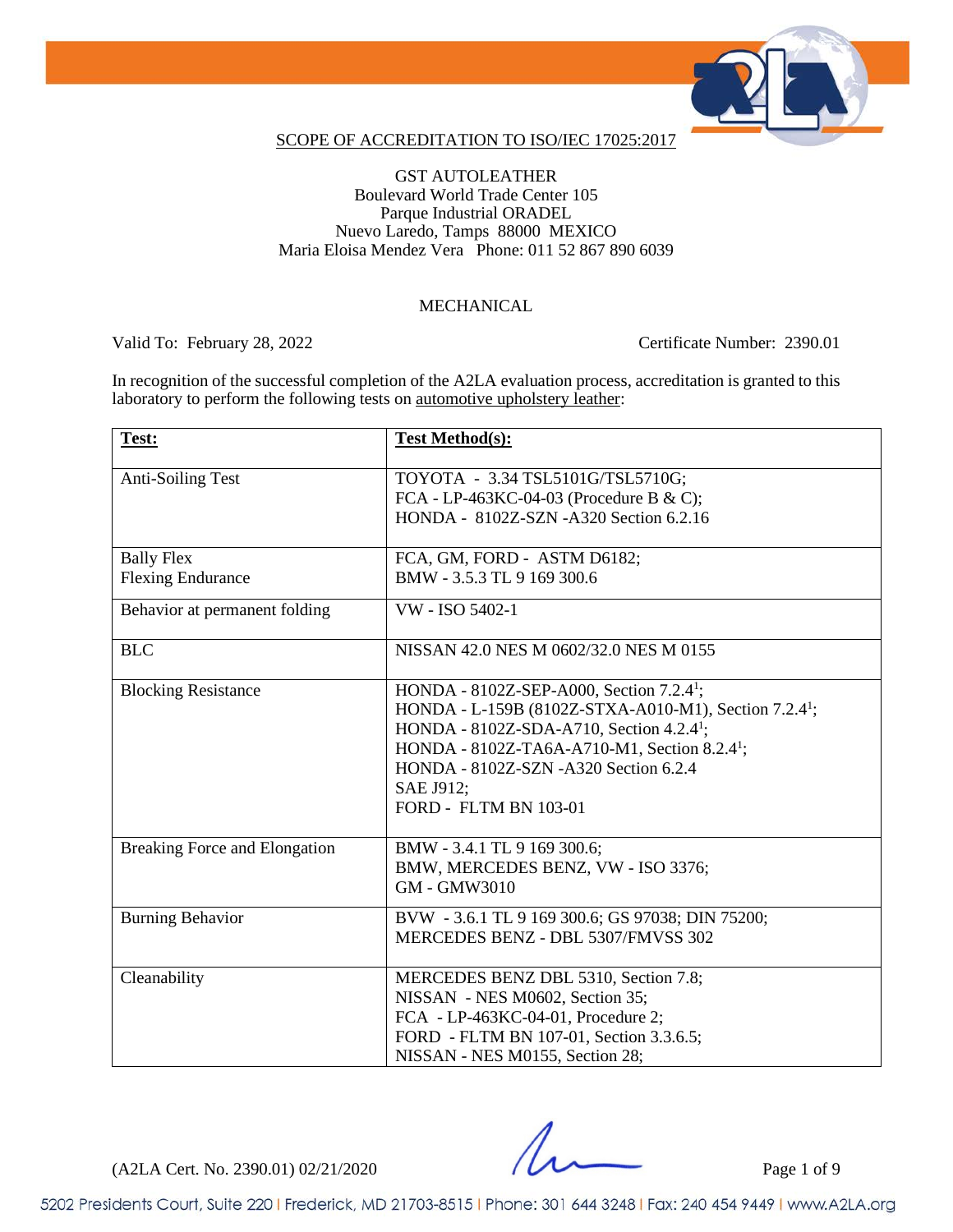## SCOPE OF ACCREDITATION TO ISO/IEC 17025:2017

GST AUTOLEATHER
Boulevard World Trade Center 105
Parque Industrial ORADEL
Nuevo Laredo, Tamps 88000 MEXICO
Maria Eloisa Mendez Vera Phone: 011 52 867 890 6039

### MECHANICAL

Valid To: February 28, 2022 Certificate Number: 2390.01

In recognition of the successful completion of the A2LA evaluation process, accreditation is granted to this laboratory to perform the following tests on automotive upholstery leather:

| Test: | Test Method(s): |
|---|---|
| Anti-Soiling Test | TOYOTA - 3.34 TSL5101G/TSL5710G;<br>FCA - LP-463KC-04-03 (Procedure B & C);<br>HONDA - 8102Z-SZN -A320 Section 6.2.16 |
| Bally Flex<br>Flexing Endurance | FCA, GM, FORD - ASTM D6182;<br>BMW - 3.5.3 TL 9 169 300.6 |
| Behavior at permanent folding | VW - ISO 5402-1 |
| BLC | NISSAN 42.0 NES M 0602/32.0 NES M 0155 |
| Blocking Resistance | HONDA - 8102Z-SEP-A000, Section 7.2.4[1];<br>HONDA - L-159B (8102Z-STXA-A010-M1), Section 7.2.4[1];<br>HONDA - 8102Z-SDA-A710, Section 4.2.4[1];<br>HONDA - 8102Z-TA6A-A710-M1, Section 8.2.4[1];<br>HONDA - 8102Z-SZN -A320 Section 6.2.4<br>SAE J912;<br>FORD - FLTM BN 103-01 |
| Breaking Force and Elongation | BMW - 3.4.1 TL 9 169 300.6;<br>BMW, MERCEDES BENZ, VW - ISO 3376;<br>GM - GMW3010 |
| Burning Behavior | BVW - 3.6.1 TL 9 169 300.6; GS 97038; DIN 75200;<br>MERCEDES BENZ - DBL 5307/FMVSS 302 |
| Cleanability | MERCEDES BENZ DBL 5310, Section 7.8;<br>NISSAN - NES M0602, Section 35;<br>FCA - LP-463KC-04-01, Procedure 2;<br>FORD - FLTM BN 107-01, Section 3.3.6.5;<br>NISSAN - NES M0155, Section 28; |

(A2LA Cert. No. 2390.01) 02/21/2020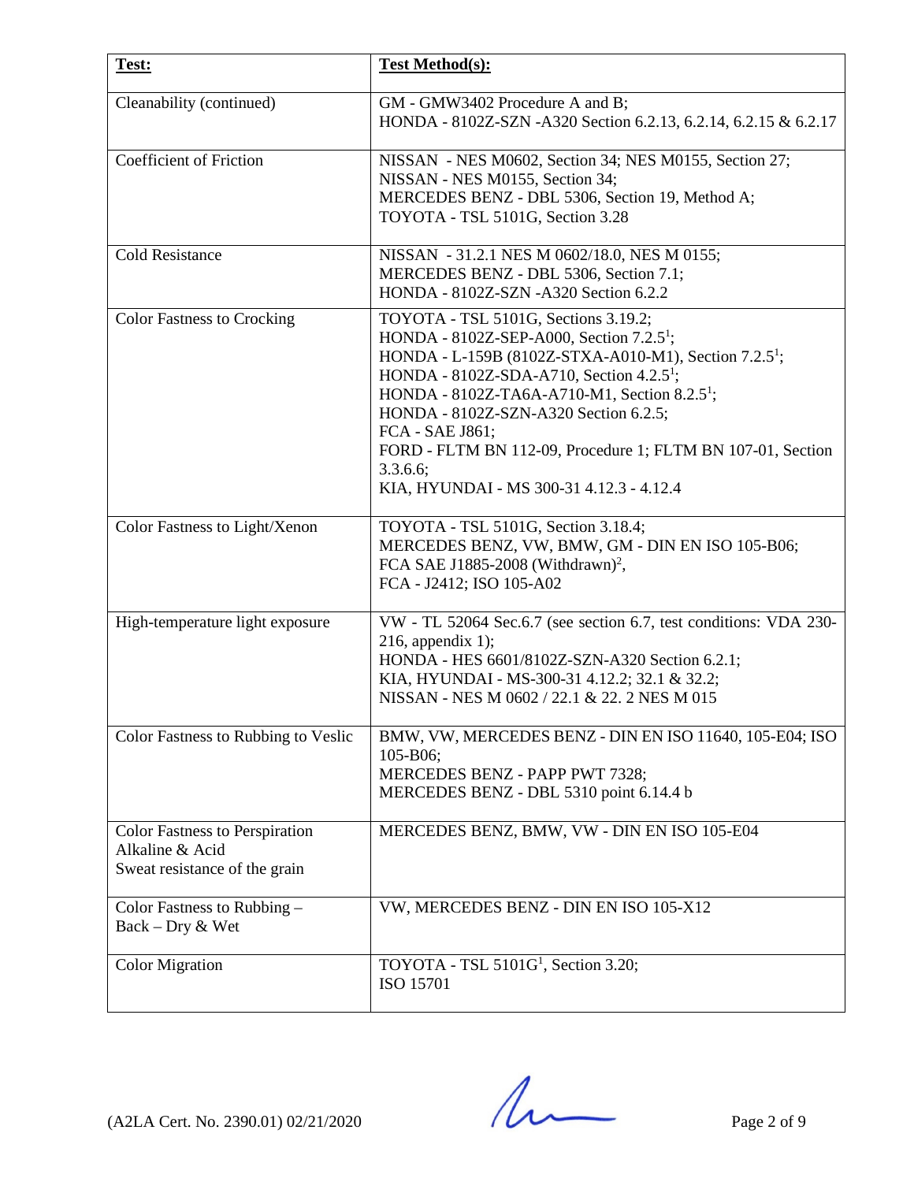| Test: | Test Method(s): |
|---|---|
| Cleanability (continued) | GM - GMW3402 Procedure A and B;<br>HONDA - 8102Z-SZN -A320 Section 6.2.13, 6.2.14, 6.2.15 & 6.2.17 |
| Coefficient of Friction | NISSAN - NES M0602, Section 34; NES M0155, Section 27;<br>NISSAN - NES M0155, Section 34;<br>MERCEDES BENZ - DBL 5306, Section 19, Method A;<br>TOYOTA - TSL 5101G, Section 3.28 |
| Cold Resistance | NISSAN - 31.2.1 NES M 0602/18.0, NES M 0155;<br>MERCEDES BENZ - DBL 5306, Section 7.1;<br>HONDA - 8102Z-SZN -A320 Section 6.2.2 |
| Color Fastness to Crocking | TOYOTA - TSL 5101G, Sections 3.19.2;<br>HONDA - 8102Z-SEP-A000, Section 7.2.5[1];<br>HONDA - L-159B (8102Z-STXA-A010-M1), Section 7.2.5[1];<br>HONDA - 8102Z-SDA-A710, Section 4.2.5[1];<br>HONDA - 8102Z-TA6A-A710-M1, Section 8.2.5[1];<br>HONDA - 8102Z-SZN-A320 Section 6.2.5;<br>FCA - SAE J861;<br>FORD - FLTM BN 112-09, Procedure 1; FLTM BN 107-01, Section 3.3.6.6;<br>KIA, HYUNDAI - MS 300-31 4.12.3 - 4.12.4 |
| Color Fastness to Light/Xenon | TOYOTA - TSL 5101G, Section 3.18.4;<br>MERCEDES BENZ, VW, BMW, GM - DIN EN ISO 105-B06;<br>FCA SAE J1885-2008 (Withdrawn)[2],<br>FCA - J2412; ISO 105-A02 |
| High-temperature light exposure | VW - TL 52064 Sec.6.7 (see section 6.7, test conditions: VDA 230-216, appendix 1);<br>HONDA - HES 6601/8102Z-SZN-A320 Section 6.2.1;<br>KIA, HYUNDAI - MS-300-31 4.12.2; 32.1 & 32.2;<br>NISSAN - NES M 0602 / 22.1 & 22. 2 NES M 015 |
| Color Fastness to Rubbing to Veslic | BMW, VW, MERCEDES BENZ - DIN EN ISO 11640, 105-E04; ISO 105-B06;<br>MERCEDES BENZ - PAPP PWT 7328;<br>MERCEDES BENZ - DBL 5310 point 6.14.4 b |
| Color Fastness to Perspiration Alkaline & Acid<br>Sweat resistance of the grain | MERCEDES BENZ, BMW, VW - DIN EN ISO 105-E04 |
| Color Fastness to Rubbing – Back – Dry & Wet | VW, MERCEDES BENZ - DIN EN ISO 105-X12 |
| Color Migration | TOYOTA - TSL 5101G[1], Section 3.20;<br>ISO 15701 |

(A2LA Cert. No. 2390.01) 02/21/2020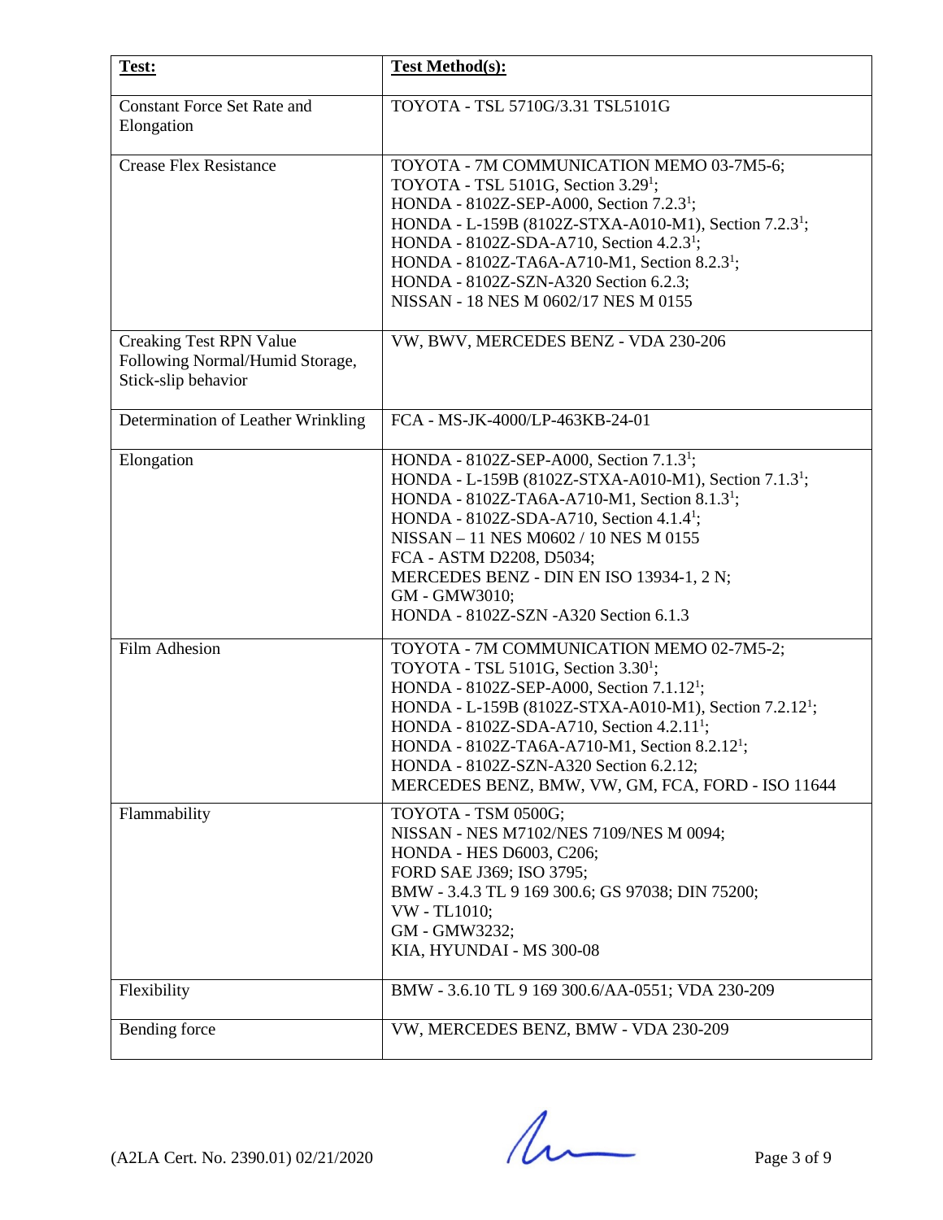| Test: | Test Method(s): |
| --- | --- |
| Constant Force Set Rate and Elongation | TOYOTA - TSL 5710G/3.31 TSL5101G |
| Crease Flex Resistance | TOYOTA - 7M COMMUNICATION MEMO 03-7M5-6; TOYOTA - TSL 5101G, Section 3.29[1]; HONDA - 8102Z-SEP-A000, Section 7.2.3[1]; HONDA - L-159B (8102Z-STXA-A010-M1), Section 7.2.3[1]; HONDA - 8102Z-SDA-A710, Section 4.2.3[1]; HONDA - 8102Z-TA6A-A710-M1, Section 8.2.3[1]; HONDA - 8102Z-SZN-A320 Section 6.2.3; NISSAN - 18 NES M 0602/17 NES M 0155 |
| Creaking Test RPN Value Following Normal/Humid Storage, Stick-slip behavior | VW, BWV, MERCEDES BENZ - VDA 230-206 |
| Determination of Leather Wrinkling | FCA - MS-JK-4000/LP-463KB-24-01 |
| Elongation | HONDA - 8102Z-SEP-A000, Section 7.1.3[1]; HONDA - L-159B (8102Z-STXA-A010-M1), Section 7.1.3[1]; HONDA - 8102Z-TA6A-A710-M1, Section 8.1.3[1]; HONDA - 8102Z-SDA-A710, Section 4.1.4[1]; NISSAN – 11 NES M0602 / 10 NES M 0155 FCA - ASTM D2208, D5034; MERCEDES BENZ - DIN EN ISO 13934-1, 2 N; GM - GMW3010; HONDA - 8102Z-SZN -A320 Section 6.1.3 |
| Film Adhesion | TOYOTA - 7M COMMUNICATION MEMO 02-7M5-2; TOYOTA - TSL 5101G, Section 3.30[1]; HONDA - 8102Z-SEP-A000, Section 7.1.12[1]; HONDA - L-159B (8102Z-STXA-A010-M1), Section 7.2.12[1]; HONDA - 8102Z-SDA-A710, Section 4.2.11[1]; HONDA - 8102Z-TA6A-A710-M1, Section 8.2.12[1]; HONDA - 8102Z-SZN-A320 Section 6.2.12; MERCEDES BENZ, BMW, VW, GM, FCA, FORD - ISO 11644 |
| Flammability | TOYOTA - TSM 0500G; NISSAN - NES M7102/NES 7109/NES M 0094; HONDA - HES D6003, C206; FORD SAE J369; ISO 3795; BMW - 3.4.3 TL 9 169 300.6; GS 97038; DIN 75200; VW - TL1010; GM - GMW3232; KIA, HYUNDAI - MS 300-08 |
| Flexibility | BMW - 3.6.10 TL 9 169 300.6/AA-0551; VDA 230-209 |
| Bending force | VW, MERCEDES BENZ, BMW - VDA 230-209 |

(A2LA Cert. No. 2390.01) 02/21/2020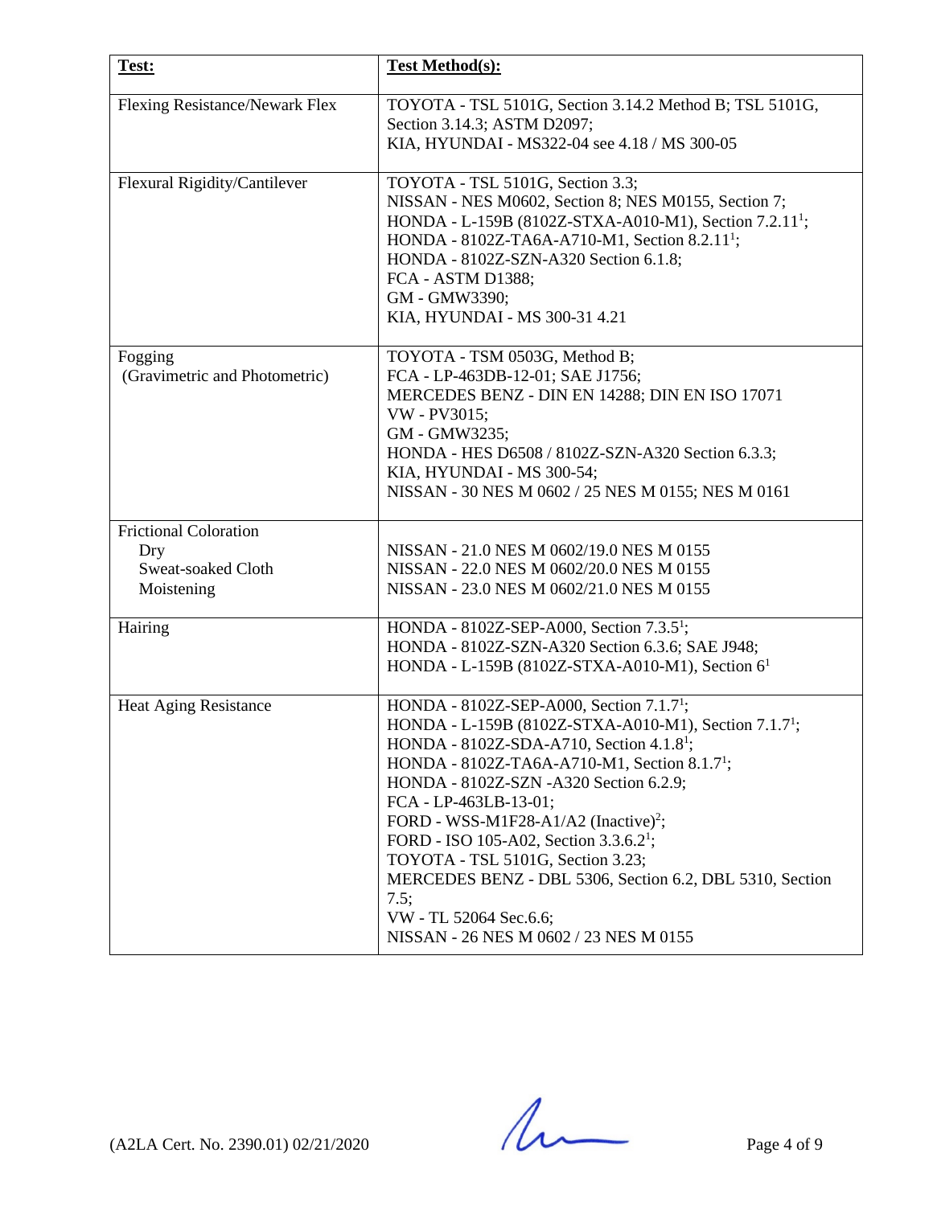| Test: | Test Method(s): |
|---|---|
| Flexing Resistance/Newark Flex | TOYOTA - TSL 5101G, Section 3.14.2 Method B; TSL 5101G, Section 3.14.3; ASTM D2097;<br>KIA, HYUNDAI - MS322-04 see 4.18 / MS 300-05 |
| Flexural Rigidity/Cantilever | TOYOTA - TSL 5101G, Section 3.3;<br>NISSAN - NES M0602, Section 8; NES M0155, Section 7;<br>HONDA - L-159B (8102Z-STXA-A010-M1), Section 7.2.11[1];<br>HONDA - 8102Z-TA6A-A710-M1, Section 8.2.11[1];<br>HONDA - 8102Z-SZN-A320 Section 6.1.8;<br>FCA - ASTM D1388;<br>GM - GMW3390;<br>KIA, HYUNDAI - MS 300-31 4.21 |
| Fogging<br>(Gravimetric and Photometric) | TOYOTA - TSM 0503G, Method B;<br>FCA - LP-463DB-12-01; SAE J1756;<br>MERCEDES BENZ - DIN EN 14288; DIN EN ISO 17071<br>VW - PV3015;<br>GM - GMW3235;<br>HONDA - HES D6508 / 8102Z-SZN-A320 Section 6.3.3;<br>KIA, HYUNDAI - MS 300-54;<br>NISSAN - 30 NES M 0602 / 25 NES M 0155; NES M 0161 |
| Frictional Coloration<br>Dry<br>Sweat-soaked Cloth<br>Moistening | <br>NISSAN - 21.0 NES M 0602/19.0 NES M 0155<br>NISSAN - 22.0 NES M 0602/20.0 NES M 0155<br>NISSAN - 23.0 NES M 0602/21.0 NES M 0155 |
| Hairing | HONDA - 8102Z-SEP-A000, Section 7.3.5[1];<br>HONDA - 8102Z-SZN-A320 Section 6.3.6; SAE J948;<br>HONDA - L-159B (8102Z-STXA-A010-M1), Section 6[1] |
| Heat Aging Resistance | HONDA - 8102Z-SEP-A000, Section 7.1.7[1];<br>HONDA - L-159B (8102Z-STXA-A010-M1), Section 7.1.7[1];<br>HONDA - 8102Z-SDA-A710, Section 4.1.8[1];<br>HONDA - 8102Z-TA6A-A710-M1, Section 8.1.7[1];<br>HONDA - 8102Z-SZN -A320 Section 6.2.9;<br>FCA - LP-463LB-13-01;<br>FORD - WSS-M1F28-A1/A2 (Inactive)[2];<br>FORD - ISO 105-A02, Section 3.3.6.2[1];<br>TOYOTA - TSL 5101G, Section 3.23;<br>MERCEDES BENZ - DBL 5306, Section 6.2, DBL 5310, Section 7.5;<br>VW - TL 52064 Sec.6.6;<br>NISSAN - 26 NES M 0602 / 23 NES M 0155 |

(A2LA Cert. No. 2390.01) 02/21/2020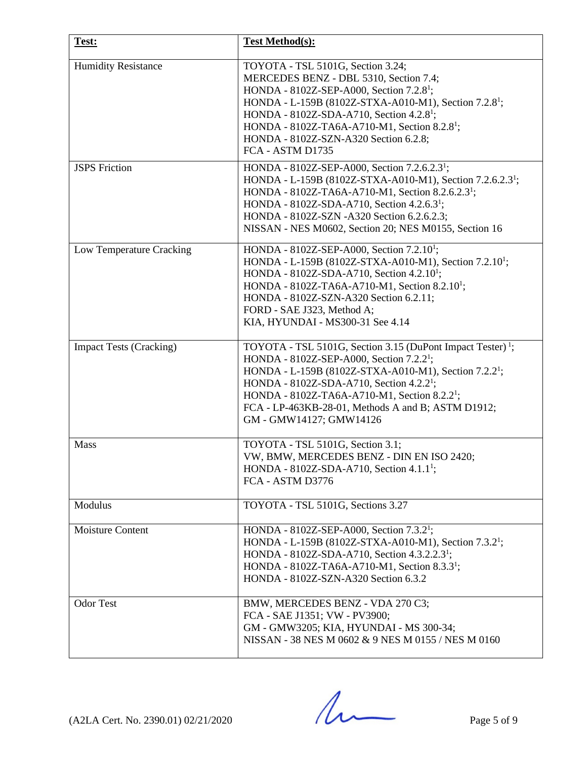| Test: | Test Method(s): |
|---|---|
| Humidity Resistance | TOYOTA - TSL 5101G, Section 3.24; MERCEDES BENZ - DBL 5310, Section 7.4; HONDA - 8102Z-SEP-A000, Section 7.2.8[1]; HONDA - L-159B (8102Z-STXA-A010-M1), Section 7.2.8[1]; HONDA - 8102Z-SDA-A710, Section 4.2.8[1]; HONDA - 8102Z-TA6A-A710-M1, Section 8.2.8[1]; HONDA - 8102Z-SZN-A320 Section 6.2.8; FCA - ASTM D1735 |
| JSPS Friction | HONDA - 8102Z-SEP-A000, Section 7.2.6.2.3[1]; HONDA - L-159B (8102Z-STXA-A010-M1), Section 7.2.6.2.3[1]; HONDA - 8102Z-TA6A-A710-M1, Section 8.2.6.2.3[1]; HONDA - 8102Z-SDA-A710, Section 4.2.6.3[1]; HONDA - 8102Z-SZN -A320 Section 6.2.6.2.3; NISSAN - NES M0602, Section 20; NES M0155, Section 16 |
| Low Temperature Cracking | HONDA - 8102Z-SEP-A000, Section 7.2.10[1]; HONDA - L-159B (8102Z-STXA-A010-M1), Section 7.2.10[1]; HONDA - 8102Z-SDA-A710, Section 4.2.10[1]; HONDA - 8102Z-TA6A-A710-M1, Section 8.2.10[1]; HONDA - 8102Z-SZN-A320 Section 6.2.11; FORD - SAE J323, Method A; KIA, HYUNDAI - MS300-31 See 4.14 |
| Impact Tests (Cracking) | TOYOTA - TSL 5101G, Section 3.15 (DuPont Impact Tester) [1]; HONDA - 8102Z-SEP-A000, Section 7.2.2[1]; HONDA - L-159B (8102Z-STXA-A010-M1), Section 7.2.2[1]; HONDA - 8102Z-SDA-A710, Section 4.2.2[1]; HONDA - 8102Z-TA6A-A710-M1, Section 8.2.2[1]; FCA - LP-463KB-28-01, Methods A and B; ASTM D1912; GM - GMW14127; GMW14126 |
| Mass | TOYOTA - TSL 5101G, Section 3.1; VW, BMW, MERCEDES BENZ - DIN EN ISO 2420; HONDA - 8102Z-SDA-A710, Section 4.1.1[1]; FCA - ASTM D3776 |
| Modulus | TOYOTA - TSL 5101G, Sections 3.27 |
| Moisture Content | HONDA - 8102Z-SEP-A000, Section 7.3.2[1]; HONDA - L-159B (8102Z-STXA-A010-M1), Section 7.3.2[1]; HONDA - 8102Z-SDA-A710, Section 4.3.2.2.3[1]; HONDA - 8102Z-TA6A-A710-M1, Section 8.3.3[1]; HONDA - 8102Z-SZN-A320 Section 6.3.2 |
| Odor Test | BMW, MERCEDES BENZ - VDA 270 C3; FCA - SAE J1351; VW - PV3900; GM - GMW3205; KIA, HYUNDAI - MS 300-34; NISSAN - 38 NES M 0602 & 9 NES M 0155 / NES M 0160 |

(A2LA Cert. No. 2390.01) 02/21/2020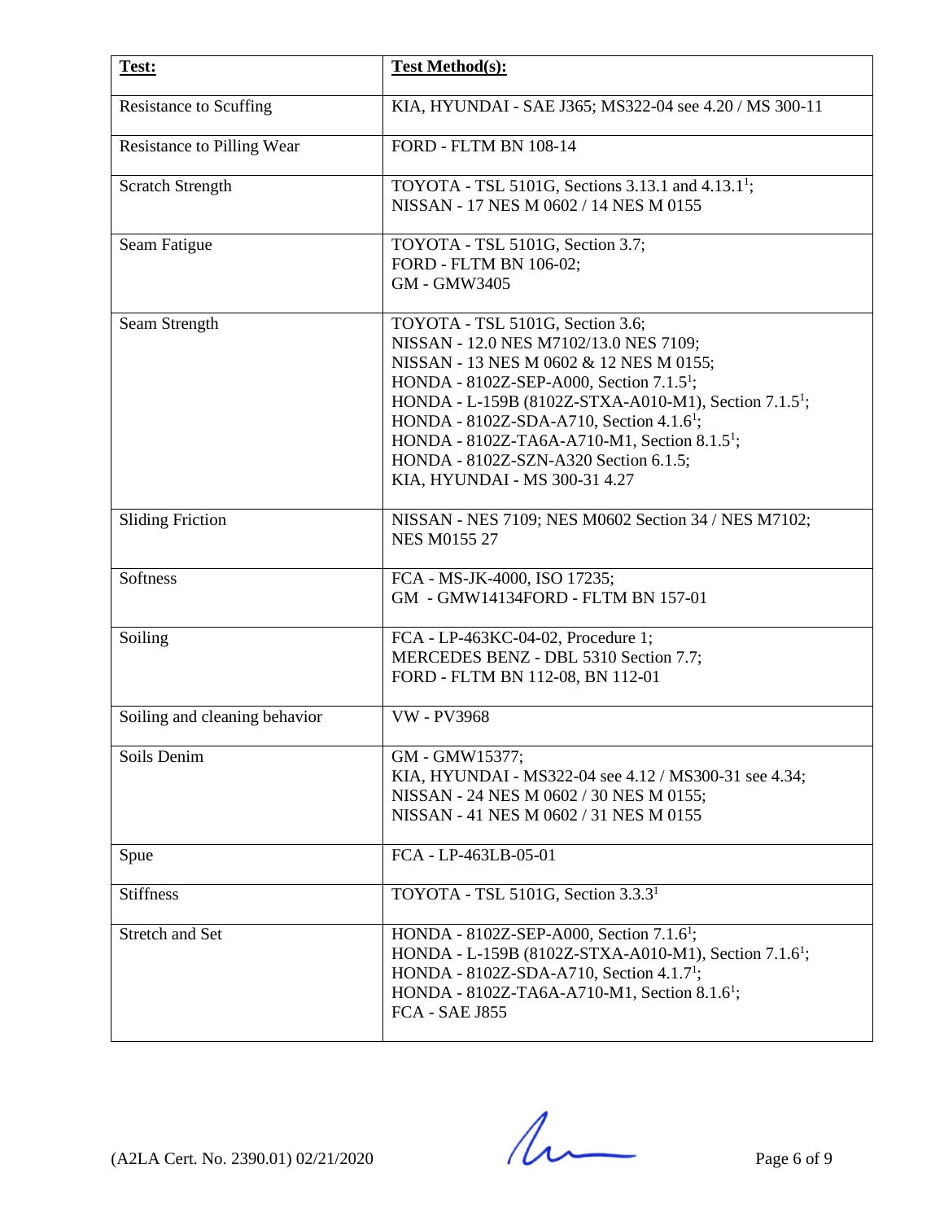| Test: | Test Method(s): |
|---|---|
| Resistance to Scuffing | KIA, HYUNDAI - SAE J365; MS322-04 see 4.20 / MS 300-11 |
| Resistance to Pilling Wear | FORD - FLTM BN 108-14 |
| Scratch Strength | TOYOTA - TSL 5101G, Sections 3.13.1 and 4.13.1[1]; NISSAN - 17 NES M 0602 / 14 NES M 0155 |
| Seam Fatigue | TOYOTA - TSL 5101G, Section 3.7; FORD - FLTM BN 106-02; GM - GMW3405 |
| Seam Strength | TOYOTA - TSL 5101G, Section 3.6; NISSAN - 12.0 NES M7102/13.0 NES 7109; NISSAN - 13 NES M 0602 & 12 NES M 0155; HONDA - 8102Z-SEP-A000, Section 7.1.5[1]; HONDA - L-159B (8102Z-STXA-A010-M1), Section 7.1.5[1]; HONDA - 8102Z-SDA-A710, Section 4.1.6[1]; HONDA - 8102Z-TA6A-A710-M1, Section 8.1.5[1]; HONDA - 8102Z-SZN-A320 Section 6.1.5; KIA, HYUNDAI - MS 300-31 4.27 |
| Sliding Friction | NISSAN - NES 7109; NES M0602 Section 34 / NES M7102; NES M0155 27 |
| Softness | FCA - MS-JK-4000, ISO 17235; GM - GMW14134FORD - FLTM BN 157-01 |
| Soiling | FCA - LP-463KC-04-02, Procedure 1; MERCEDES BENZ - DBL 5310 Section 7.7; FORD - FLTM BN 112-08, BN 112-01 |
| Soiling and cleaning behavior | VW - PV3968 |
| Soils Denim | GM - GMW15377; KIA, HYUNDAI - MS322-04 see 4.12 / MS300-31 see 4.34; NISSAN - 24 NES M 0602 / 30 NES M 0155; NISSAN - 41 NES M 0602 / 31 NES M 0155 |
| Spue | FCA - LP-463LB-05-01 |
| Stiffness | TOYOTA - TSL 5101G, Section 3.3.3[1] |
| Stretch and Set | HONDA - 8102Z-SEP-A000, Section 7.1.6[1]; HONDA - L-159B (8102Z-STXA-A010-M1), Section 7.1.6[1]; HONDA - 8102Z-SDA-A710, Section 4.1.7[1]; HONDA - 8102Z-TA6A-A710-M1, Section 8.1.6[1]; FCA - SAE J855 |

(A2LA Cert. No. 2390.01) 02/21/2020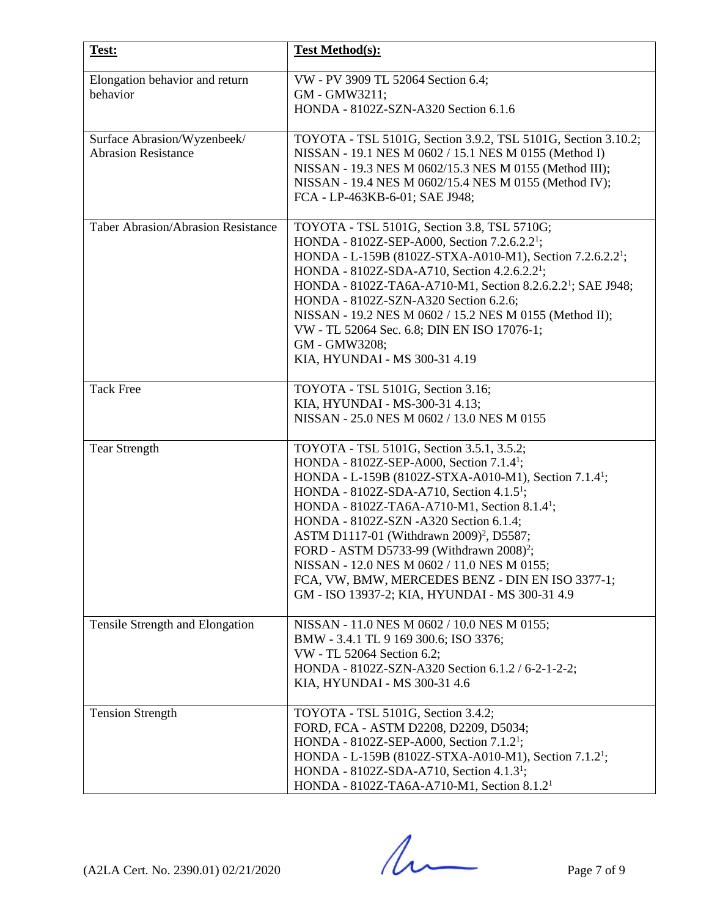| Test: | Test Method(s): |
|---|---|
| Elongation behavior and return behavior | VW - PV 3909 TL 52064 Section 6.4;<br>GM - GMW3211;<br>HONDA - 8102Z-SZN-A320 Section 6.1.6 |
| Surface Abrasion/Wyzenbeek/ Abrasion Resistance | TOYOTA - TSL 5101G, Section 3.9.2, TSL 5101G, Section 3.10.2;<br>NISSAN - 19.1 NES M 0602 / 15.1 NES M 0155 (Method I)<br>NISSAN - 19.3 NES M 0602/15.3 NES M 0155 (Method III);<br>NISSAN - 19.4 NES M 0602/15.4 NES M 0155 (Method IV);<br>FCA - LP-463KB-6-01; SAE J948; |
| Taber Abrasion/Abrasion Resistance | TOYOTA - TSL 5101G, Section 3.8, TSL 5710G;<br>HONDA - 8102Z-SEP-A000, Section 7.2.6.2.2[1];<br>HONDA - L-159B (8102Z-STXA-A010-M1), Section 7.2.6.2.2[1];<br>HONDA - 8102Z-SDA-A710, Section 4.2.6.2.2[1];<br>HONDA - 8102Z-TA6A-A710-M1, Section 8.2.6.2.2[1]; SAE J948;<br>HONDA - 8102Z-SZN-A320 Section 6.2.6;<br>NISSAN - 19.2 NES M 0602 / 15.2 NES M 0155 (Method II);<br>VW - TL 52064 Sec. 6.8; DIN EN ISO 17076-1;<br>GM - GMW3208;<br>KIA, HYUNDAI - MS 300-31 4.19 |
| Tack Free | TOYOTA - TSL 5101G, Section 3.16;<br>KIA, HYUNDAI - MS-300-31 4.13;<br>NISSAN - 25.0 NES M 0602 / 13.0 NES M 0155 |
| Tear Strength | TOYOTA - TSL 5101G, Section 3.5.1, 3.5.2;<br>HONDA - 8102Z-SEP-A000, Section 7.1.4[1];<br>HONDA - L-159B (8102Z-STXA-A010-M1), Section 7.1.4[1];<br>HONDA - 8102Z-SDA-A710, Section 4.1.5[1];<br>HONDA - 8102Z-TA6A-A710-M1, Section 8.1.4[1];<br>HONDA - 8102Z-SZN -A320 Section 6.1.4;<br>ASTM D1117-01 (Withdrawn 2009)[2], D5587;<br>FORD - ASTM D5733-99 (Withdrawn 2008)[2];<br>NISSAN - 12.0 NES M 0602 / 11.0 NES M 0155;<br>FCA, VW, BMW, MERCEDES BENZ - DIN EN ISO 3377-1;<br>GM - ISO 13937-2; KIA, HYUNDAI - MS 300-31 4.9 |
| Tensile Strength and Elongation | NISSAN - 11.0 NES M 0602 / 10.0 NES M 0155;<br>BMW - 3.4.1 TL 9 169 300.6; ISO 3376;<br>VW - TL 52064 Section 6.2;<br>HONDA - 8102Z-SZN-A320 Section 6.1.2 / 6-2-1-2-2;<br>KIA, HYUNDAI - MS 300-31 4.6 |
| Tension Strength | TOYOTA - TSL 5101G, Section 3.4.2;<br>FORD, FCA - ASTM D2208, D2209, D5034;<br>HONDA - 8102Z-SEP-A000, Section 7.1.2[1];<br>HONDA - L-159B (8102Z-STXA-A010-M1), Section 7.1.2[1];<br>HONDA - 8102Z-SDA-A710, Section 4.1.3[1];<br>HONDA - 8102Z-TA6A-A710-M1, Section 8.1.2[1] |

(A2LA Cert. No. 2390.01) 02/21/2020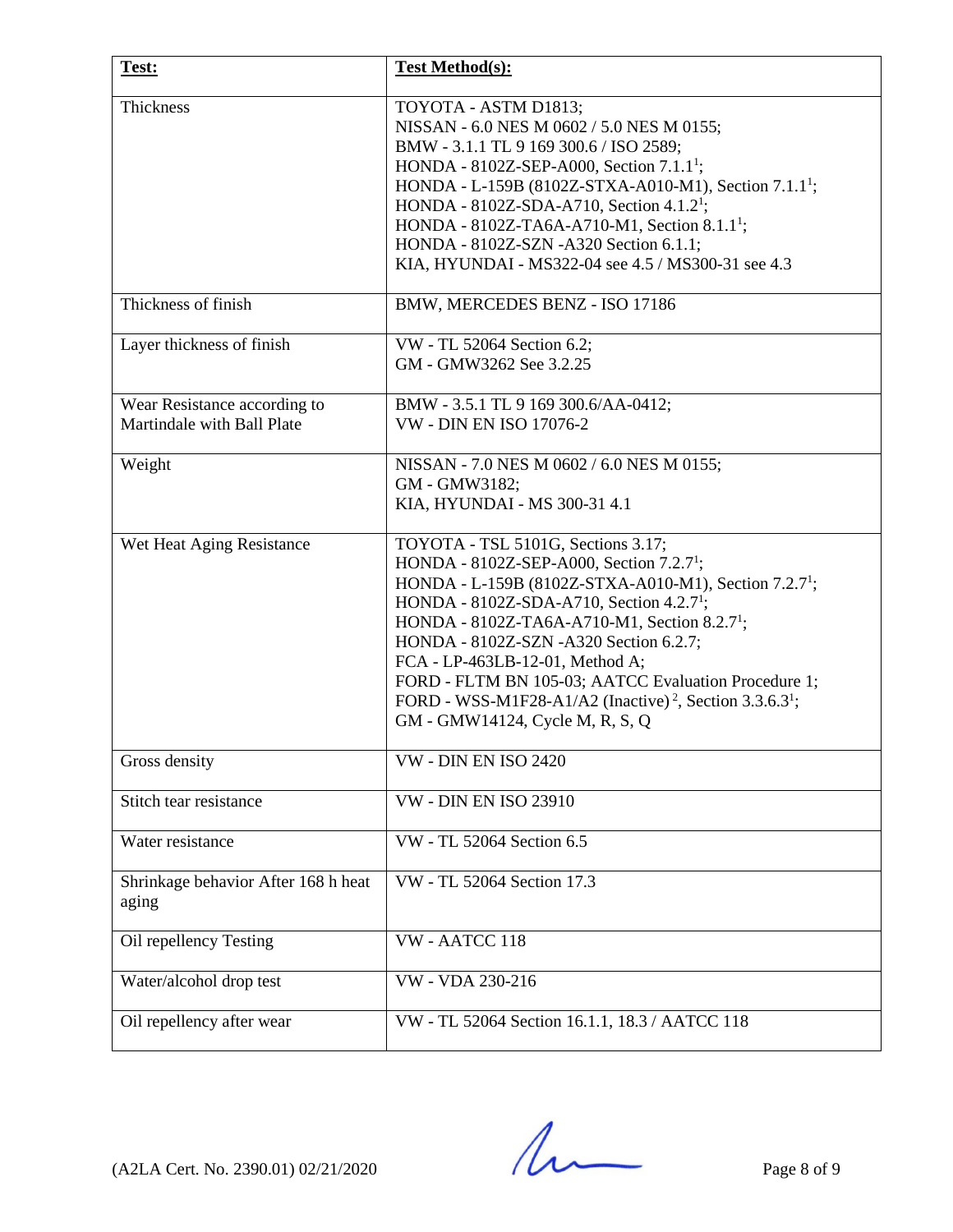| Test: | Test Method(s): |
|---|---|
| Thickness | TOYOTA - ASTM D1813;<br>NISSAN - 6.0 NES M 0602 / 5.0 NES M 0155;<br>BMW - 3.1.1 TL 9 169 300.6 / ISO 2589;<br>HONDA - 8102Z-SEP-A000, Section 7.1.1[1];<br>HONDA - L-159B (8102Z-STXA-A010-M1), Section 7.1.1[1];<br>HONDA - 8102Z-SDA-A710, Section 4.1.2[1];<br>HONDA - 8102Z-TA6A-A710-M1, Section 8.1.1[1];<br>HONDA - 8102Z-SZN -A320 Section 6.1.1;<br>KIA, HYUNDAI - MS322-04 see 4.5 / MS300-31 see 4.3 |
| Thickness of finish | BMW, MERCEDES BENZ - ISO 17186 |
| Layer thickness of finish | VW - TL 52064 Section 6.2;<br>GM - GMW3262 See 3.2.25 |
| Wear Resistance according to Martindale with Ball Plate | BMW - 3.5.1 TL 9 169 300.6/AA-0412;<br>VW - DIN EN ISO 17076-2 |
| Weight | NISSAN - 7.0 NES M 0602 / 6.0 NES M 0155;<br>GM - GMW3182;<br>KIA, HYUNDAI - MS 300-31 4.1 |
| Wet Heat Aging Resistance | TOYOTA - TSL 5101G, Sections 3.17;<br>HONDA - 8102Z-SEP-A000, Section 7.2.7[1];<br>HONDA - L-159B (8102Z-STXA-A010-M1), Section 7.2.7[1];<br>HONDA - 8102Z-SDA-A710, Section 4.2.7[1];<br>HONDA - 8102Z-TA6A-A710-M1, Section 8.2.7[1];<br>HONDA - 8102Z-SZN -A320 Section 6.2.7;<br>FCA - LP-463LB-12-01, Method A;<br>FORD - FLTM BN 105-03; AATCC Evaluation Procedure 1;<br>FORD - WSS-M1F28-A1/A2 (Inactive)[2], Section 3.3.6.3[1];<br>GM - GMW14124, Cycle M, R, S, Q |
| Gross density | VW - DIN EN ISO 2420 |
| Stitch tear resistance | VW - DIN EN ISO 23910 |
| Water resistance | VW - TL 52064 Section 6.5 |
| Shrinkage behavior After 168 h heat aging | VW - TL 52064 Section 17.3 |
| Oil repellency Testing | VW - AATCC 118 |
| Water/alcohol drop test | VW - VDA 230-216 |
| Oil repellency after wear | VW - TL 52064 Section 16.1.1, 18.3 / AATCC 118 |

(A2LA Cert. No. 2390.01) 02/21/2020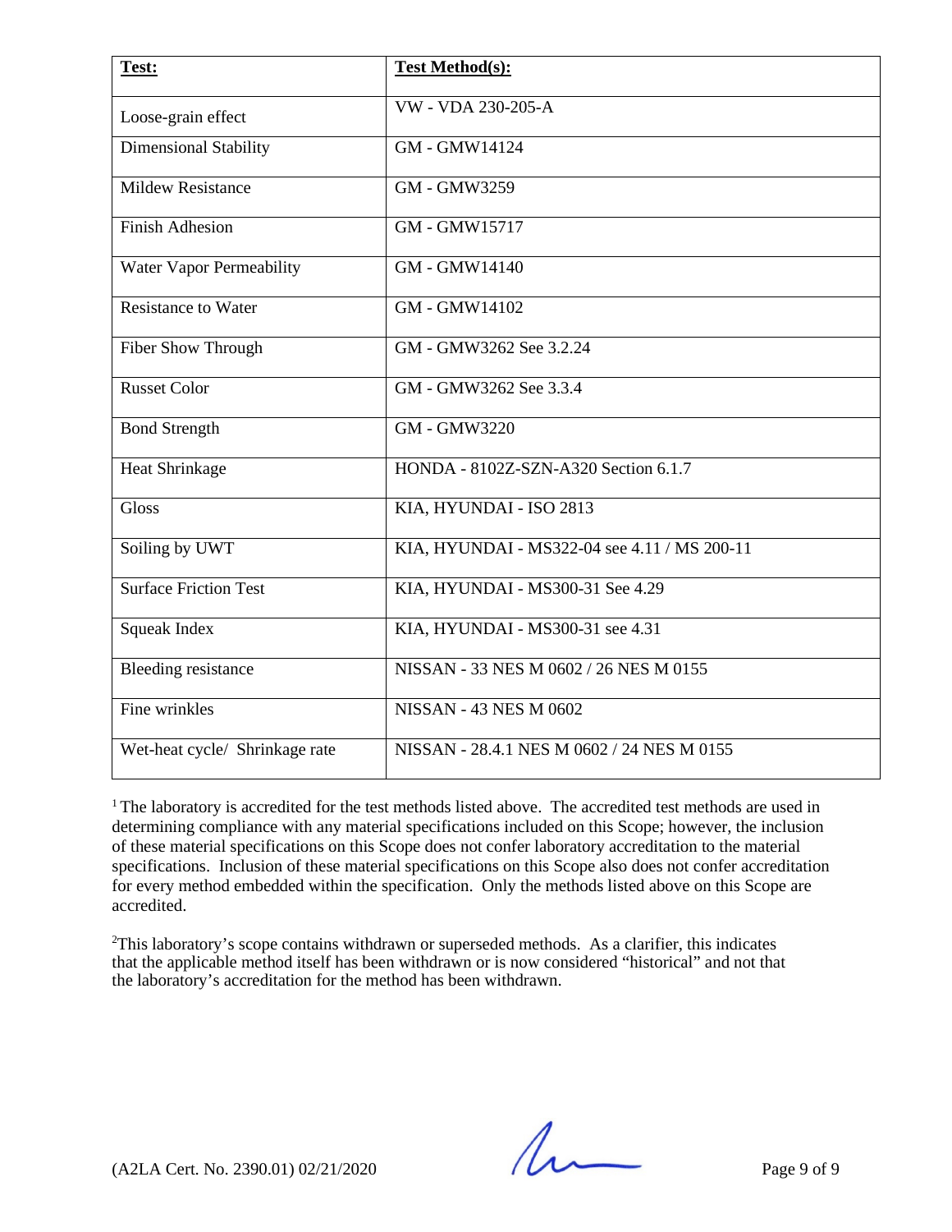| **Test:** | **Test Method(s):** |
|---|---|
| Loose-grain effect | VW - VDA 230-205-A |
| Dimensional Stability | GM - GMW14124 |
| Mildew Resistance | GM - GMW3259 |
| Finish Adhesion | GM - GMW15717 |
| Water Vapor Permeability | GM - GMW14140 |
| Resistance to Water | GM - GMW14102 |
| Fiber Show Through | GM - GMW3262 See 3.2.24 |
| Russet Color | GM - GMW3262 See 3.3.4 |
| Bond Strength | GM - GMW3220 |
| Heat Shrinkage | HONDA - 8102Z-SZN-A320 Section 6.1.7 |
| Gloss | KIA, HYUNDAI - ISO 2813 |
| Soiling by UWT | KIA, HYUNDAI - MS322-04 see 4.11 / MS 200-11 |
| Surface Friction Test | KIA, HYUNDAI - MS300-31 See 4.29 |
| Squeak Index | KIA, HYUNDAI - MS300-31 see 4.31 |
| Bleeding resistance | NISSAN - 33 NES M 0602 / 26 NES M 0155 |
| Fine wrinkles | NISSAN - 43 NES M 0602 |
| Wet-heat cycle/ Shrinkage rate | NISSAN - 28.4.1 NES M 0602 / 24 NES M 0155 |

[1] The laboratory is accredited for the test methods listed above. The accredited test methods are used in determining compliance with any material specifications included on this Scope; however, the inclusion of these material specifications on this Scope does not confer laboratory accreditation to the material specifications. Inclusion of these material specifications on this Scope also does not confer accreditation for every method embedded within the specification. Only the methods listed above on this Scope are accredited.

[2] This laboratory's scope contains withdrawn or superseded methods. As a clarifier, this indicates that the applicable method itself has been withdrawn or is now considered "historical" and not that the laboratory's accreditation for the method has been withdrawn.

(A2LA Cert. No. 2390.01) 02/21/2020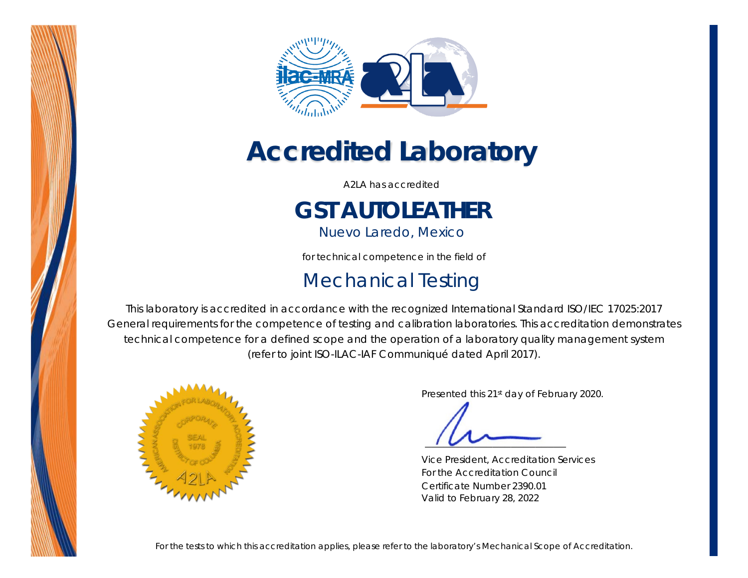# Accredited Laboratory

A2LA has accredited

## GST AUTOLEATHER

Nuevo Laredo, Mexico

for technical competence in the field of

## Mechanical Testing

This laboratory is accredited in accordance with the recognized International Standard ISO/IEC 17025:2017 General requirements for the competence of testing and calibration laboratories. This accreditation demonstrates technical competence for a defined scope and the operation of a laboratory quality management system (refer to joint ISO-ILAC-IAF Communiqué dated April 2017).

Presented this 21st day of February 2020.

Vice President, Accreditation Services
For the Accreditation Council
Certificate Number 2390.01
Valid to February 28, 2022

For the tests to which this accreditation applies, please refer to the laboratory's Mechanical Scope of Accreditation.